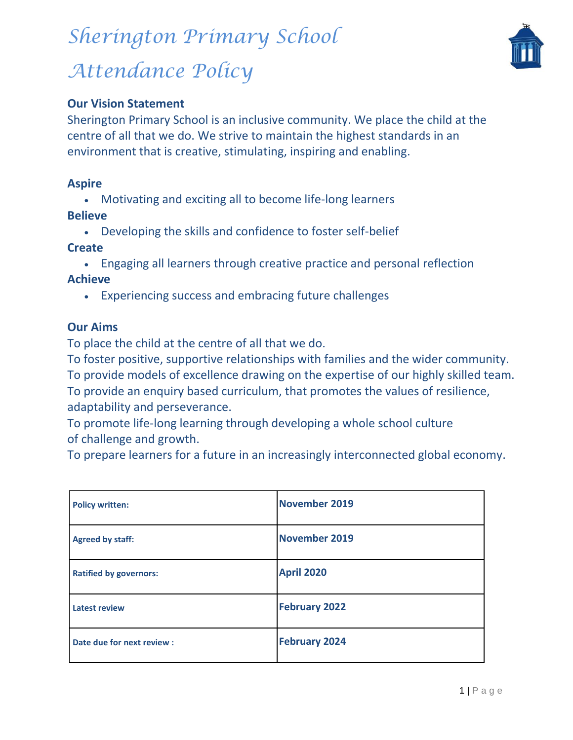# Sherington Primary School

# Attendance Policy

## Our Vision Statement

Sherington Primary School is an inclusive community. We place the child at the centre of all that we do. We strive to maintain the highest standards in an environment that is creative, stimulating, inspiring and enabling.

**Aspire**

- Motivating and exciting all to become life-long learners

**Believe**

- Developing the skills and confidence to foster self-belief

**Create**

- Engaging all learners through creative practice and personal reflection

**Achieve**

- Experiencing success and embracing future challenges

## Our Aims

To place the child at the centre of all that we do.
To foster positive, supportive relationships with families and the wider community.
To provide models of excellence drawing on the expertise of our highly skilled team.
To provide an enquiry based curriculum, that promotes the values of resilience, adaptability and perseverance.
To promote life-long learning through developing a whole school culture of challenge and growth.
To prepare learners for a future in an increasingly interconnected global economy.

| | |
|---|---|
| **Policy written:** | **November 2019** |
| **Agreed by staff:** | **November 2019** |
| **Ratified by governors:** | **April 2020** |
| **Latest review** | **February 2022** |
| **Date due for next review :** | **February 2024** |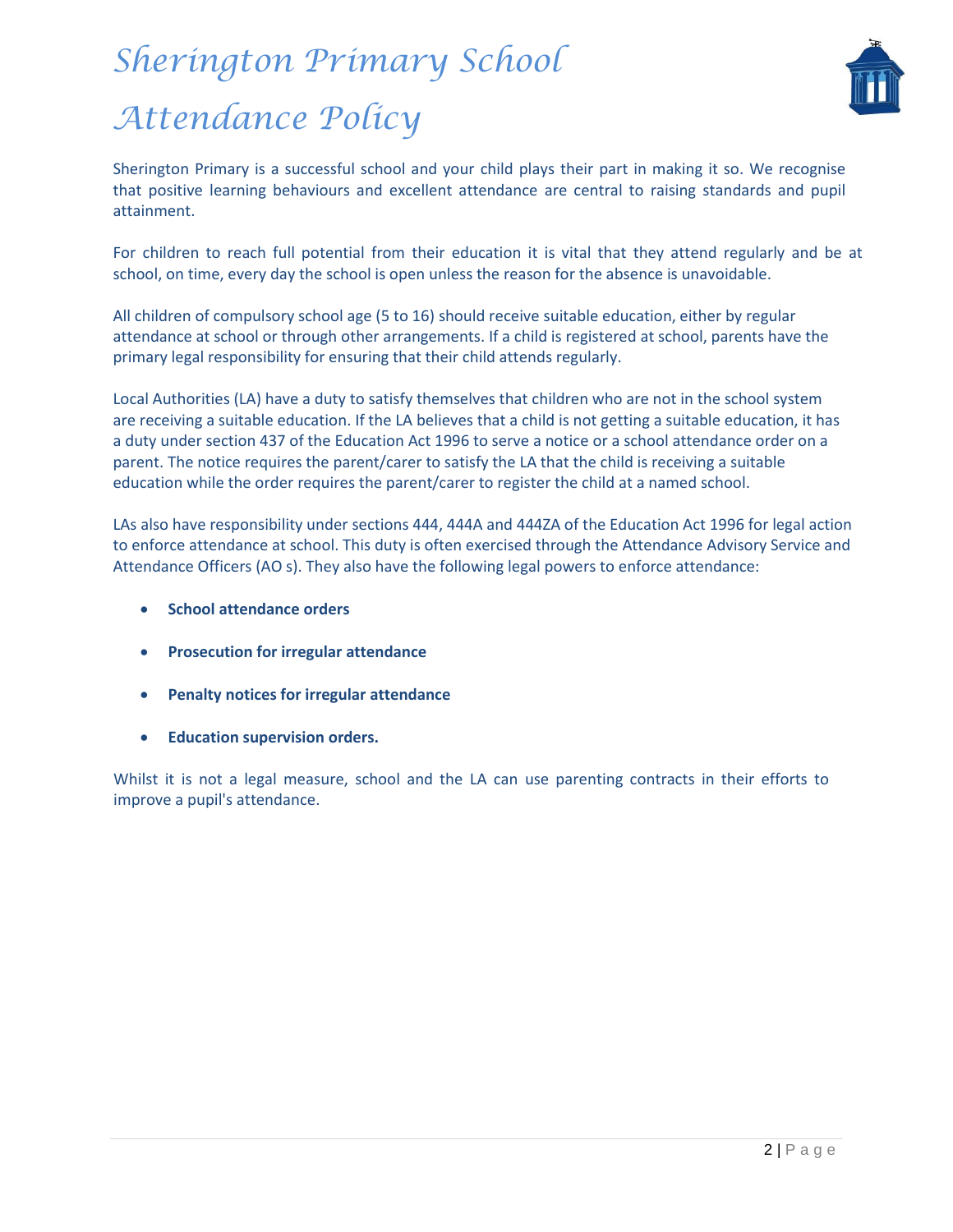# Sherington Primary School

# Attendance Policy

Sherington Primary is a successful school and your child plays their part in making it so. We recognise that positive learning behaviours and excellent attendance are central to raising standards and pupil attainment.

For children to reach full potential from their education it is vital that they attend regularly and be at school, on time, every day the school is open unless the reason for the absence is unavoidable.

All children of compulsory school age (5 to 16) should receive suitable education, either by regular attendance at school or through other arrangements. If a child is registered at school, parents have the primary legal responsibility for ensuring that their child attends regularly.

Local Authorities (LA) have a duty to satisfy themselves that children who are not in the school system are receiving a suitable education. If the LA believes that a child is not getting a suitable education, it has a duty under section 437 of the Education Act 1996 to serve a notice or a school attendance order on a parent. The notice requires the parent/carer to satisfy the LA that the child is receiving a suitable education while the order requires the parent/carer to register the child at a named school.

LAs also have responsibility under sections 444, 444A and 444ZA of the Education Act 1996 for legal action to enforce attendance at school. This duty is often exercised through the Attendance Advisory Service and Attendance Officers (AO s). They also have the following legal powers to enforce attendance:

- **School attendance orders**
- **Prosecution for irregular attendance**
- **Penalty notices for irregular attendance**
- **Education supervision orders.**

Whilst it is not a legal measure, school and the LA can use parenting contracts in their efforts to improve a pupil's attendance.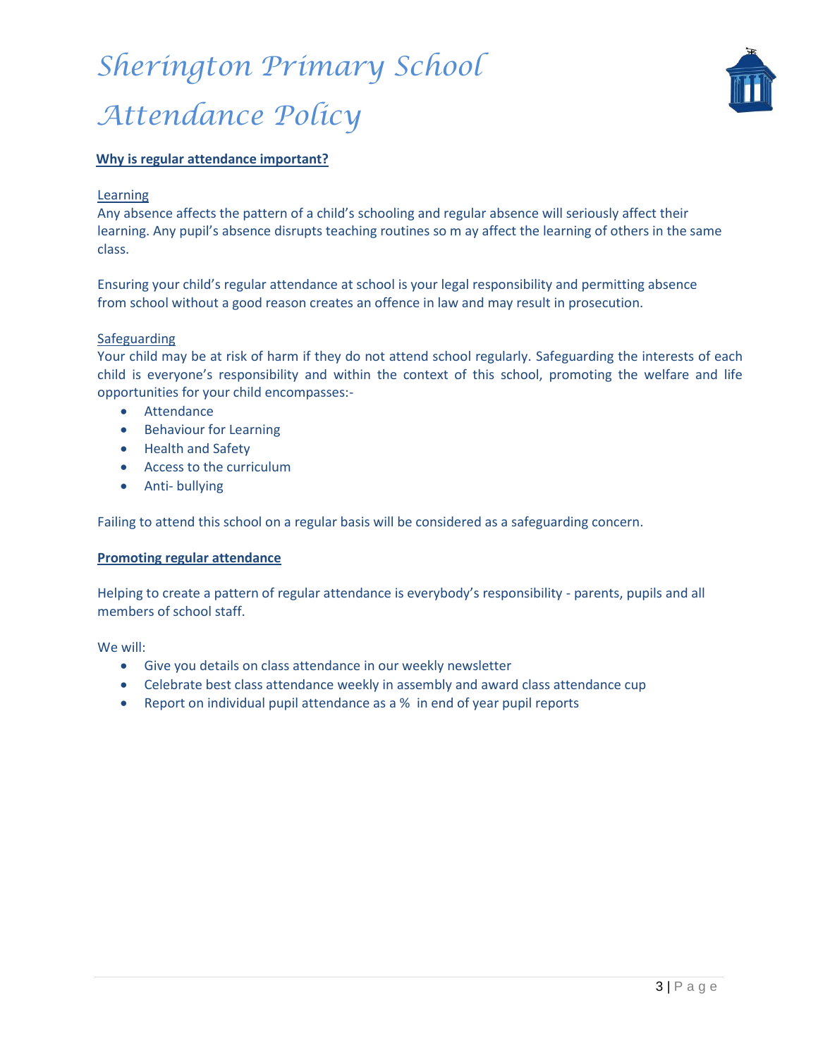# Sherington Primary School

# Attendance Policy

**Why is regular attendance important?**

Learning

Any absence affects the pattern of a child's schooling and regular absence will seriously affect their learning. Any pupil's absence disrupts teaching routines so m ay affect the learning of others in the same class.

Ensuring your child's regular attendance at school is your legal responsibility and permitting absence from school without a good reason creates an offence in law and may result in prosecution.

Safeguarding

Your child may be at risk of harm if they do not attend school regularly. Safeguarding the interests of each child is everyone's responsibility and within the context of this school, promoting the welfare and life opportunities for your child encompasses:-

- Attendance
- Behaviour for Learning
- Health and Safety
- Access to the curriculum
- Anti- bullying

Failing to attend this school on a regular basis will be considered as a safeguarding concern.

**Promoting regular attendance**

Helping to create a pattern of regular attendance is everybody's responsibility - parents, pupils and all members of school staff.

We will:

- Give you details on class attendance in our weekly newsletter
- Celebrate best class attendance weekly in assembly and award class attendance cup
- Report on individual pupil attendance as a % in end of year pupil reports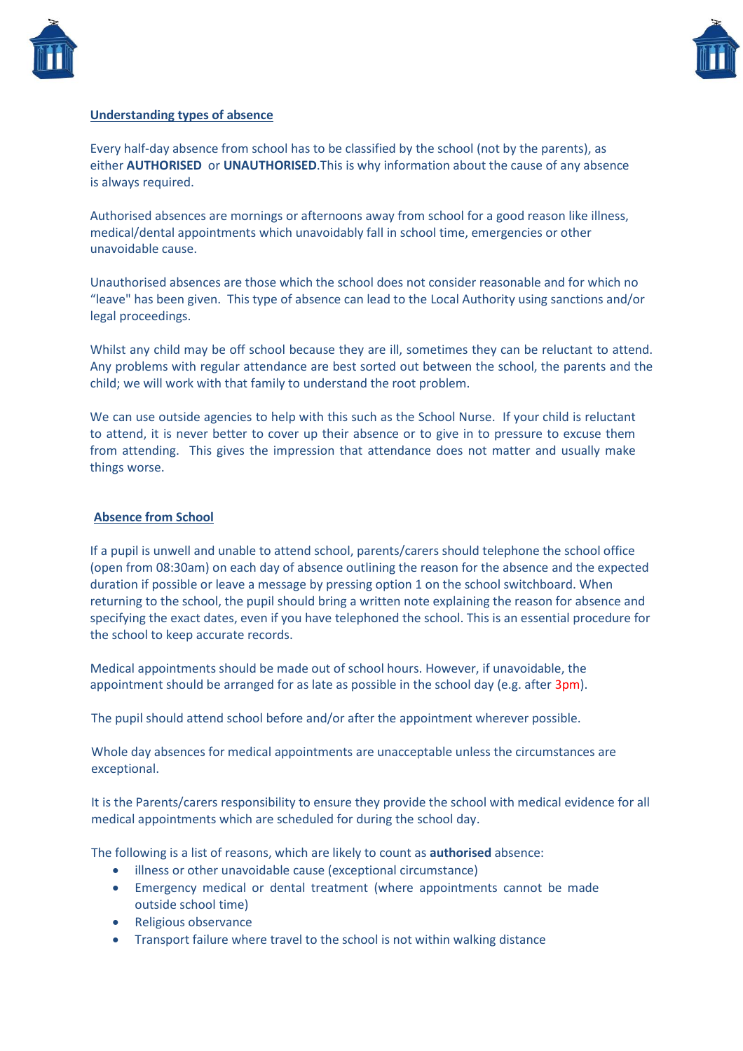## Understanding types of absence

Every half-day absence from school has to be classified by the school (not by the parents), as either **AUTHORISED** or **UNAUTHORISED**.This is why information about the cause of any absence is always required.

Authorised absences are mornings or afternoons away from school for a good reason like illness, medical/dental appointments which unavoidably fall in school time, emergencies or other unavoidable cause.

Unauthorised absences are those which the school does not consider reasonable and for which no "leave" has been given. This type of absence can lead to the Local Authority using sanctions and/or legal proceedings.

Whilst any child may be off school because they are ill, sometimes they can be reluctant to attend. Any problems with regular attendance are best sorted out between the school, the parents and the child; we will work with that family to understand the root problem.

We can use outside agencies to help with this such as the School Nurse. If your child is reluctant to attend, it is never better to cover up their absence or to give in to pressure to excuse them from attending. This gives the impression that attendance does not matter and usually make things worse.

## Absence from School

If a pupil is unwell and unable to attend school, parents/carers should telephone the school office (open from 08:30am) on each day of absence outlining the reason for the absence and the expected duration if possible or leave a message by pressing option 1 on the school switchboard. When returning to the school, the pupil should bring a written note explaining the reason for absence and specifying the exact dates, even if you have telephoned the school. This is an essential procedure for the school to keep accurate records.

Medical appointments should be made out of school hours. However, if unavoidable, the appointment should be arranged for as late as possible in the school day (e.g. after 3pm).

The pupil should attend school before and/or after the appointment wherever possible.

Whole day absences for medical appointments are unacceptable unless the circumstances are exceptional.

It is the Parents/carers responsibility to ensure they provide the school with medical evidence for all medical appointments which are scheduled for during the school day.

The following is a list of reasons, which are likely to count as **authorised** absence:

- illness or other unavoidable cause (exceptional circumstance)
- Emergency medical or dental treatment (where appointments cannot be made outside school time)
- Religious observance
- Transport failure where travel to the school is not within walking distance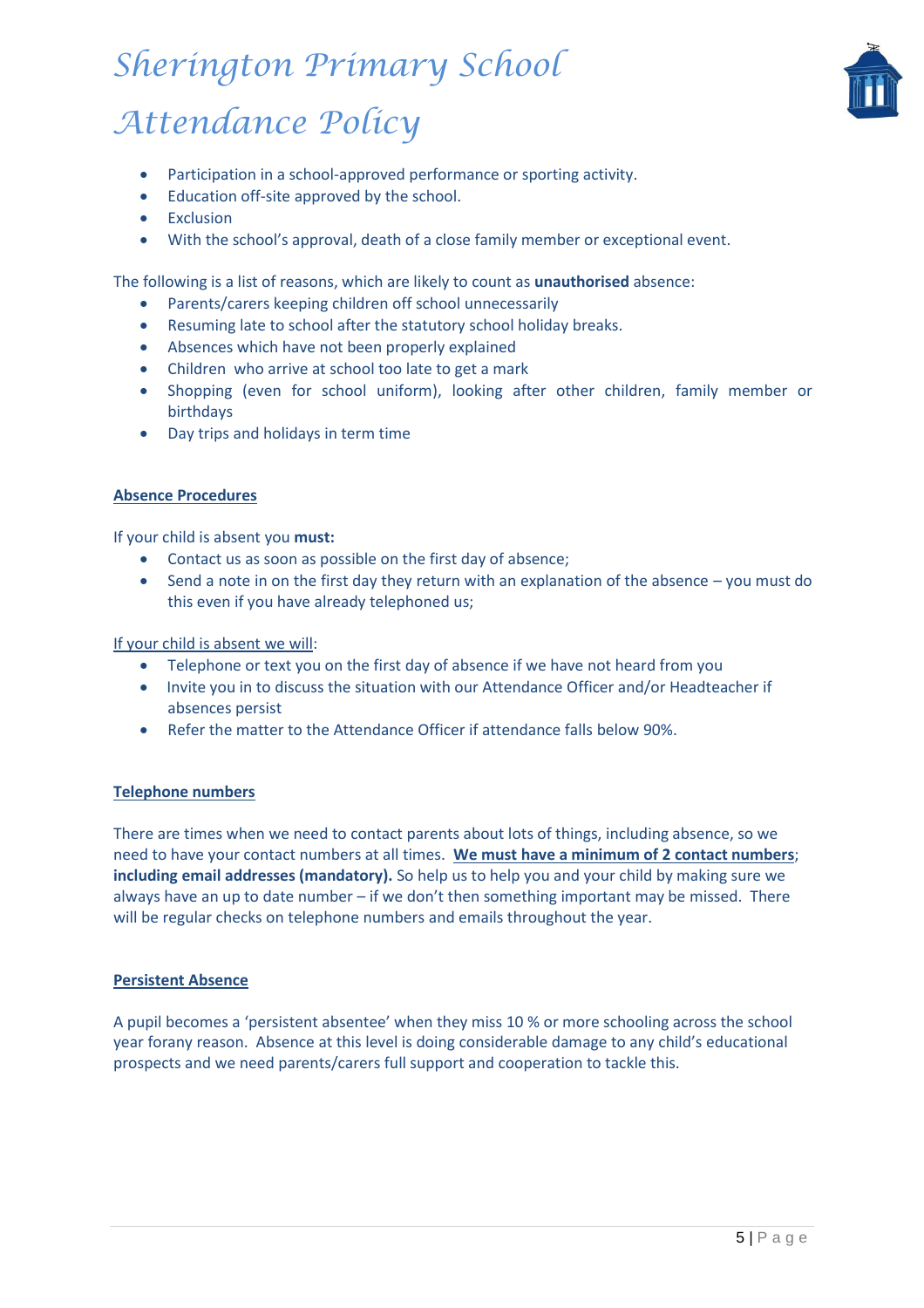- Participation in a school-approved performance or sporting activity.
- Education off-site approved by the school.
- Exclusion
- With the school's approval, death of a close family member or exceptional event.

The following is a list of reasons, which are likely to count as **unauthorised** absence:

- Parents/carers keeping children off school unnecessarily
- Resuming late to school after the statutory school holiday breaks.
- Absences which have not been properly explained
- Children who arrive at school too late to get a mark
- Shopping (even for school uniform), looking after other children, family member or birthdays
- Day trips and holidays in term time

## Absence Procedures

If your child is absent you **must:**

- Contact us as soon as possible on the first day of absence;
- Send a note in on the first day they return with an explanation of the absence – you must do this even if you have already telephoned us;

If your child is absent we will:

- Telephone or text you on the first day of absence if we have not heard from you
- Invite you in to discuss the situation with our Attendance Officer and/or Headteacher if absences persist
- Refer the matter to the Attendance Officer if attendance falls below 90%.

## Telephone numbers

There are times when we need to contact parents about lots of things, including absence, so we need to have your contact numbers at all times. **We must have a minimum of 2 contact numbers**; **including email addresses (mandatory).** So help us to help you and your child by making sure we always have an up to date number – if we don't then something important may be missed. There will be regular checks on telephone numbers and emails throughout the year.

## Persistent Absence

A pupil becomes a 'persistent absentee' when they miss 10 % or more schooling across the school year forany reason. Absence at this level is doing considerable damage to any child's educational prospects and we need parents/carers full support and cooperation to tackle this.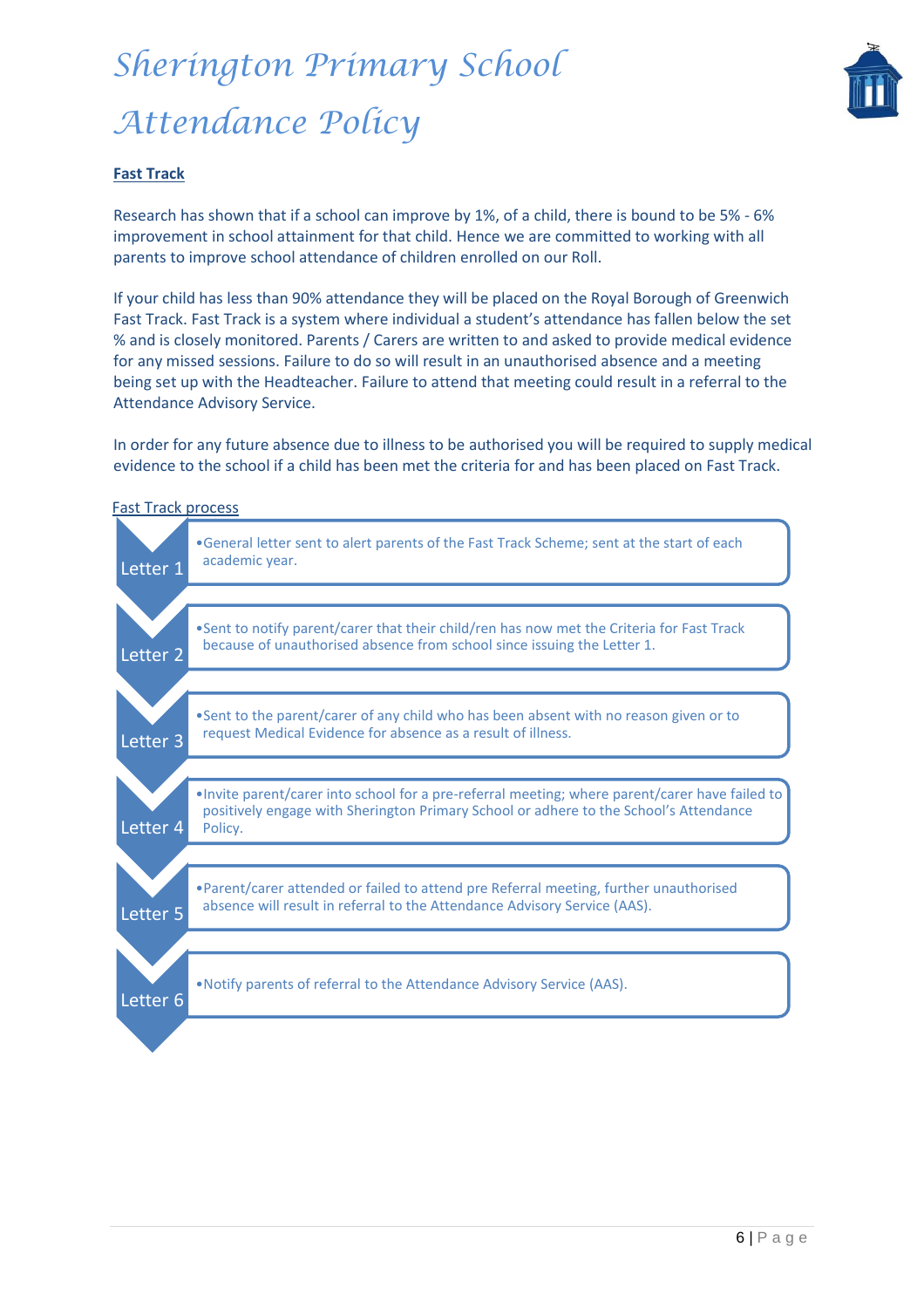**Fast Track**

Research has shown that if a school can improve by 1%, of a child, there is bound to be 5% - 6% improvement in school attainment for that child. Hence we are committed to working with all parents to improve school attendance of children enrolled on our Roll.

If your child has less than 90% attendance they will be placed on the Royal Borough of Greenwich Fast Track. Fast Track is a system where individual a student's attendance has fallen below the set % and is closely monitored. Parents / Carers are written to and asked to provide medical evidence for any missed sessions. Failure to do so will result in an unauthorised absence and a meeting being set up with the Headteacher. Failure to attend that meeting could result in a referral to the Attendance Advisory Service.

In order for any future absence due to illness to be authorised you will be required to supply medical evidence to the school if a child has been met the criteria for and has been placed on Fast Track.

Fast Track process

- **Letter 1**
  - General letter sent to alert parents of the Fast Track Scheme; sent at the start of each academic year.
- **Letter 2**
  - Sent to notify parent/carer that their child/ren has now met the Criteria for Fast Track because of unauthorised absence from school since issuing the Letter 1.
- **Letter 3**
  - Sent to the parent/carer of any child who has been absent with no reason given or to request Medical Evidence for absence as a result of illness.
- **Letter 4**
  - Invite parent/carer into school for a pre-referral meeting; where parent/carer have failed to positively engage with Sherington Primary School or adhere to the School's Attendance Policy.
- **Letter 5**
  - Parent/carer attended or failed to attend pre Referral meeting, further unauthorised absence will result in referral to the Attendance Advisory Service (AAS).
- **Letter 6**
  - Notify parents of referral to the Attendance Advisory Service (AAS).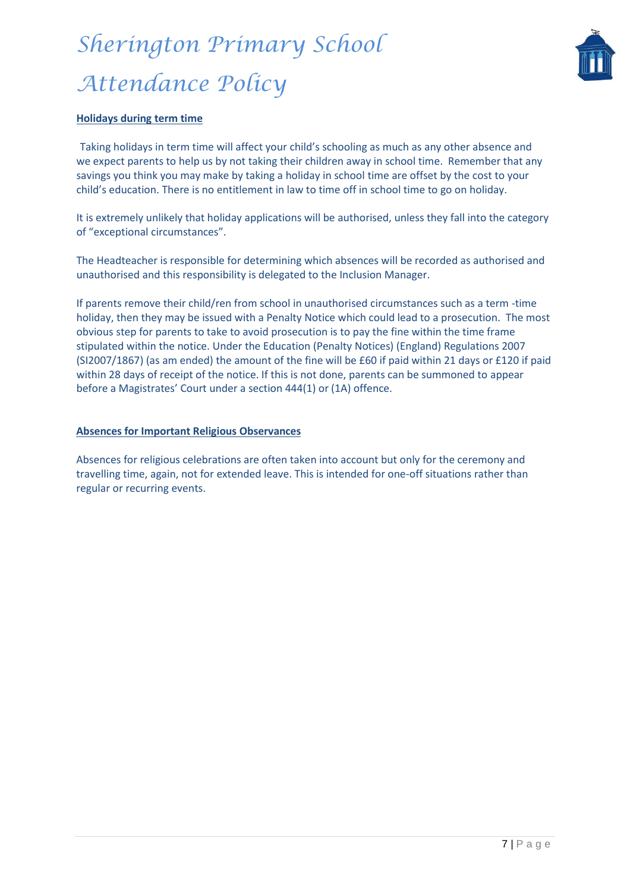## Holidays during term time

Taking holidays in term time will affect your child's schooling as much as any other absence and we expect parents to help us by not taking their children away in school time. Remember that any savings you think you may make by taking a holiday in school time are offset by the cost to your child's education. There is no entitlement in law to time off in school time to go on holiday.

It is extremely unlikely that holiday applications will be authorised, unless they fall into the category of "exceptional circumstances".

The Headteacher is responsible for determining which absences will be recorded as authorised and unauthorised and this responsibility is delegated to the Inclusion Manager.

If parents remove their child/ren from school in unauthorised circumstances such as a term -time holiday, then they may be issued with a Penalty Notice which could lead to a prosecution. The most obvious step for parents to take to avoid prosecution is to pay the fine within the time frame stipulated within the notice. Under the Education (Penalty Notices) (England) Regulations 2007 (SI2007/1867) (as am ended) the amount of the fine will be £60 if paid within 21 days or £120 if paid within 28 days of receipt of the notice. If this is not done, parents can be summoned to appear before a Magistrates' Court under a section 444(1) or (1A) offence.

## Absences for Important Religious Observances

Absences for religious celebrations are often taken into account but only for the ceremony and travelling time, again, not for extended leave. This is intended for one-off situations rather than regular or recurring events.